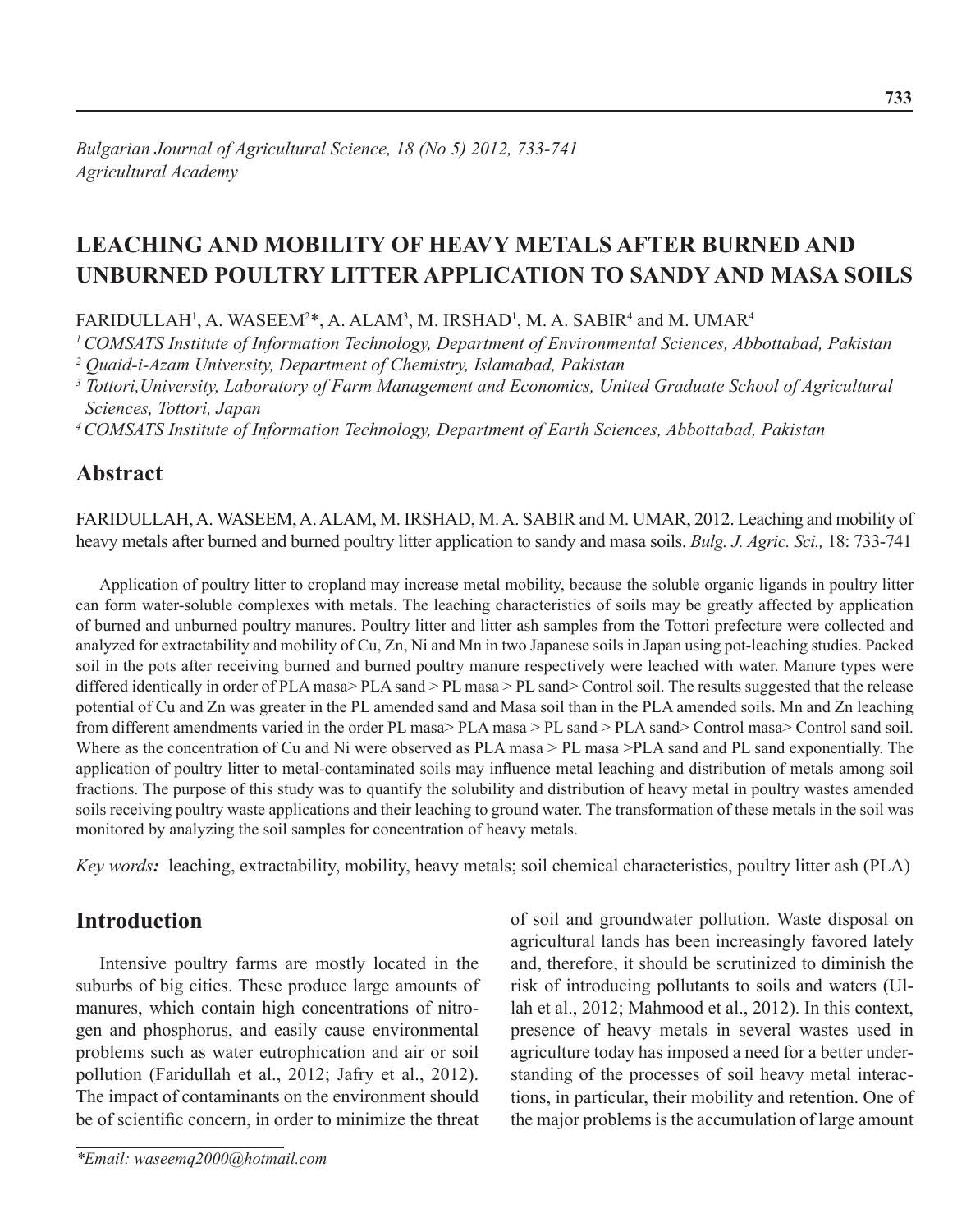*Bulgarian Journal of Agricultural Science, 18 (No 5) 2012, 733-741*
*Agricultural Academy*

# LEACHING AND MOBILITY OF HEAVY METALS AFTER BURNED AND UNBURNED POULTRY LITTER APPLICATION TO SANDY AND MASA SOILS

FARIDULLAH[1], A. WASEEM[2]*, A. ALAM[3], M. IRSHAD[1], M. A. SABIR[4] and M. UMAR[4]

[1] *COMSATS Institute of Information Technology, Department of Environmental Sciences, Abbottabad, Pakistan*
[2] *Quaid-i-Azam University, Department of Chemistry, Islamabad, Pakistan*
[3] *Tottori,University, Laboratory of Farm Management and Economics, United Graduate School of Agricultural Sciences, Tottori, Japan*
[4] *COMSATS Institute of Information Technology, Department of Earth Sciences, Abbottabad, Pakistan*

## Abstract

FARIDULLAH, A. WASEEM, A. ALAM, M. IRSHAD, M. A. SABIR and M. UMAR, 2012. Leaching and mobility of heavy metals after burned and burned poultry litter application to sandy and masa soils. *Bulg. J. Agric. Sci.,* 18: 733-741

Application of poultry litter to cropland may increase metal mobility, because the soluble organic ligands in poultry litter can form water-soluble complexes with metals. The leaching characteristics of soils may be greatly affected by application of burned and unburned poultry manures. Poultry litter and litter ash samples from the Tottori prefecture were collected and analyzed for extractability and mobility of Cu, Zn, Ni and Mn in two Japanese soils in Japan using pot-leaching studies. Packed soil in the pots after receiving burned and burned poultry manure respectively were leached with water. Manure types were differed identically in order of PLA masa> PLA sand > PL masa > PL sand> Control soil. The results suggested that the release potential of Cu and Zn was greater in the PL amended sand and Masa soil than in the PLA amended soils. Mn and Zn leaching from different amendments varied in the order PL masa> PLA masa > PL sand > PLA sand> Control masa> Control sand soil. Where as the concentration of Cu and Ni were observed as PLA masa > PL masa >PLA sand and PL sand exponentially. The application of poultry litter to metal-contaminated soils may influence metal leaching and distribution of metals among soil fractions. The purpose of this study was to quantify the solubility and distribution of heavy metal in poultry wastes amended soils receiving poultry waste applications and their leaching to ground water. The transformation of these metals in the soil was monitored by analyzing the soil samples for concentration of heavy metals.

*Key words:* leaching, extractability, mobility, heavy metals; soil chemical characteristics, poultry litter ash (PLA)

## Introduction

Intensive poultry farms are mostly located in the suburbs of big cities. These produce large amounts of manures, which contain high concentrations of nitrogen and phosphorus, and easily cause environmental problems such as water eutrophication and air or soil pollution (Faridullah et al., 2012; Jafry et al., 2012). The impact of contaminants on the environment should be of scientific concern, in order to minimize the threat of soil and groundwater pollution. Waste disposal on agricultural lands has been increasingly favored lately and, therefore, it should be scrutinized to diminish the risk of introducing pollutants to soils and waters (Ullah et al., 2012; Mahmood et al., 2012). In this context, presence of heavy metals in several wastes used in agriculture today has imposed a need for a better understanding of the processes of soil heavy metal interactions, in particular, their mobility and retention. One of the major problems is the accumulation of large amount

*Email: waseemq2000@hotmail.com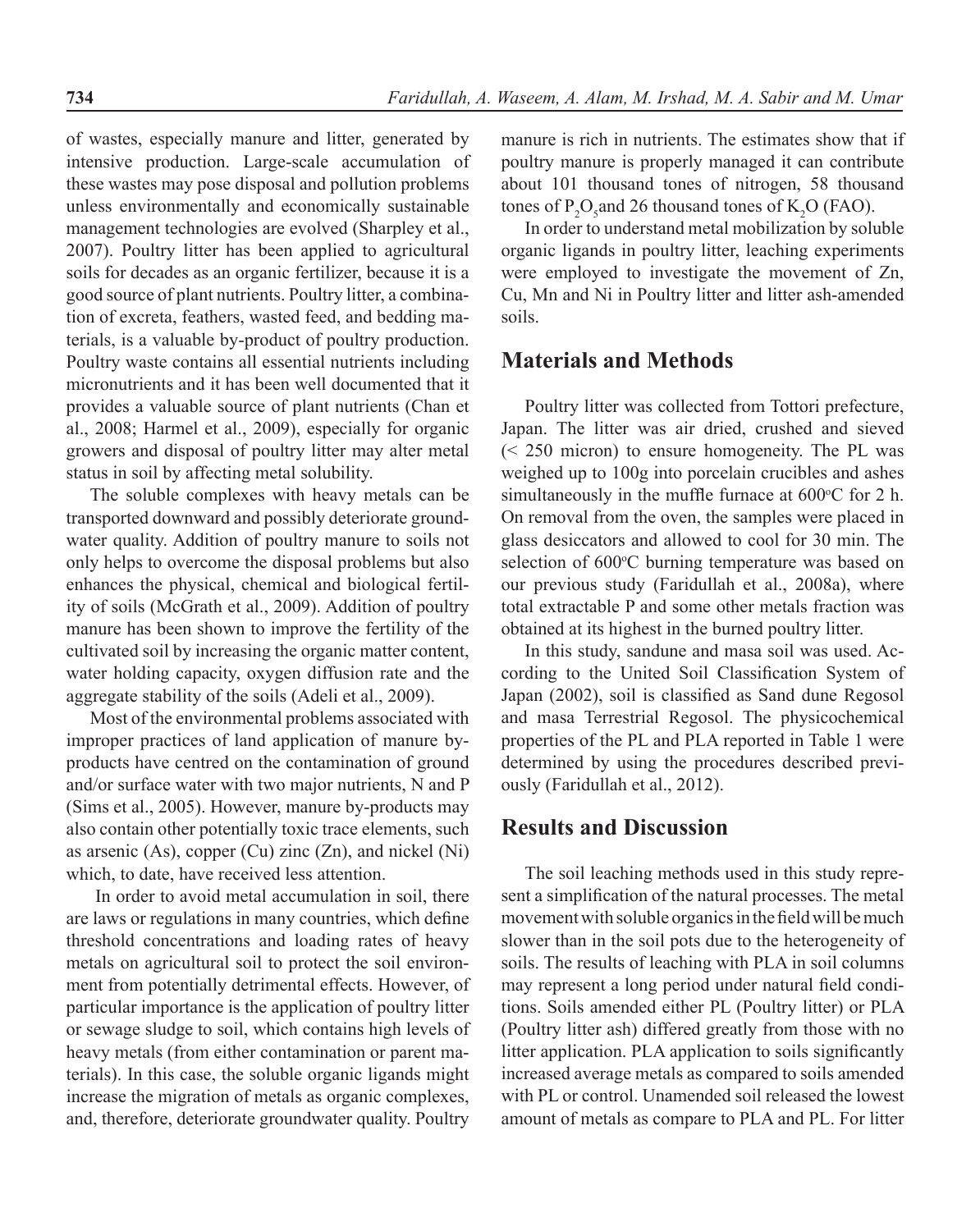of wastes, especially manure and litter, generated by intensive production. Large-scale accumulation of these wastes may pose disposal and pollution problems unless environmentally and economically sustainable management technologies are evolved (Sharpley et al., 2007). Poultry litter has been applied to agricultural soils for decades as an organic fertilizer, because it is a good source of plant nutrients. Poultry litter, a combination of excreta, feathers, wasted feed, and bedding materials, is a valuable by-product of poultry production. Poultry waste contains all essential nutrients including micronutrients and it has been well documented that it provides a valuable source of plant nutrients (Chan et al., 2008; Harmel et al., 2009), especially for organic growers and disposal of poultry litter may alter metal status in soil by affecting metal solubility.

The soluble complexes with heavy metals can be transported downward and possibly deteriorate groundwater quality. Addition of poultry manure to soils not only helps to overcome the disposal problems but also enhances the physical, chemical and biological fertility of soils (McGrath et al., 2009). Addition of poultry manure has been shown to improve the fertility of the cultivated soil by increasing the organic matter content, water holding capacity, oxygen diffusion rate and the aggregate stability of the soils (Adeli et al., 2009).

Most of the environmental problems associated with improper practices of land application of manure by-products have centred on the contamination of ground and/or surface water with two major nutrients, N and P (Sims et al., 2005). However, manure by-products may also contain other potentially toxic trace elements, such as arsenic (As), copper (Cu) zinc (Zn), and nickel (Ni) which, to date, have received less attention.

In order to avoid metal accumulation in soil, there are laws or regulations in many countries, which define threshold concentrations and loading rates of heavy metals on agricultural soil to protect the soil environment from potentially detrimental effects. However, of particular importance is the application of poultry litter or sewage sludge to soil, which contains high levels of heavy metals (from either contamination or parent materials). In this case, the soluble organic ligands might increase the migration of metals as organic complexes, and, therefore, deteriorate groundwater quality. Poultry manure is rich in nutrients. The estimates show that if poultry manure is properly managed it can contribute about 101 thousand tones of nitrogen, 58 thousand tones of $P_2O_5$ and 26 thousand tones of $K_2O$ (FAO).

In order to understand metal mobilization by soluble organic ligands in poultry litter, leaching experiments were employed to investigate the movement of Zn, Cu, Mn and Ni in Poultry litter and litter ash-amended soils.

## Materials and Methods

Poultry litter was collected from Tottori prefecture, Japan. The litter was air dried, crushed and sieved (< 250 micron) to ensure homogeneity. The PL was weighed up to 100g into porcelain crucibles and ashes simultaneously in the muffle furnace at 600$^o$C for 2 h. On removal from the oven, the samples were placed in glass desiccators and allowed to cool for 30 min. The selection of 600$^o$C burning temperature was based on our previous study (Faridullah et al., 2008a), where total extractable P and some other metals fraction was obtained at its highest in the burned poultry litter.

In this study, sandune and masa soil was used. According to the United Soil Classification System of Japan (2002), soil is classified as Sand dune Regosol and masa Terrestrial Regosol. The physicochemical properties of the PL and PLA reported in Table 1 were determined by using the procedures described previously (Faridullah et al., 2012).

## Results and Discussion

The soil leaching methods used in this study represent a simplification of the natural processes. The metal movement with soluble organics in the field will be much slower than in the soil pots due to the heterogeneity of soils. The results of leaching with PLA in soil columns may represent a long period under natural field conditions. Soils amended either PL (Poultry litter) or PLA (Poultry litter ash) differed greatly from those with no litter application. PLA application to soils significantly increased average metals as compared to soils amended with PL or control. Unamended soil released the lowest amount of metals as compare to PLA and PL. For litter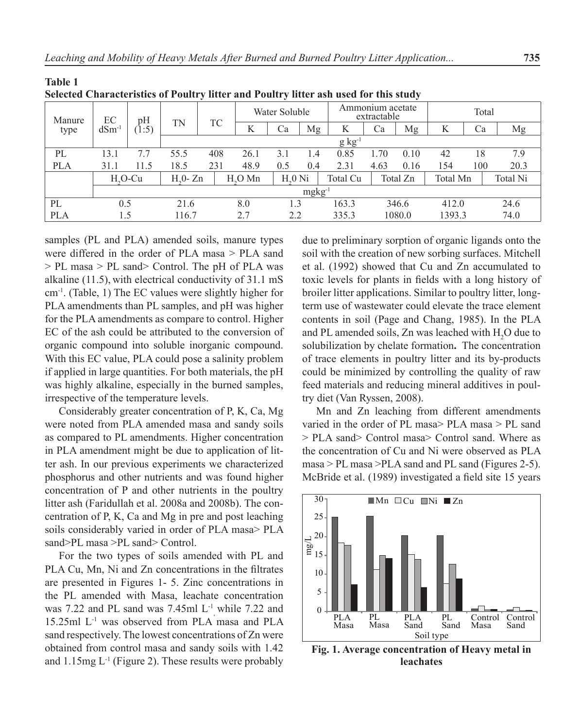**Table 1**
**Selected Characteristics of Poultry litter and Poultry litter ash used for this study**

| Manure type | EC $dSm^{-1}$ | pH (1:5) | TN | TC | Water Soluble | | | Ammonium acetate extractable | | | Total | | |
|---|---|---|---|---|---|---|---|---|---|---|---|---|---|
| | | | | | K | Ca | Mg | K | Ca | Mg | K | Ca | Mg |
| | | | $g\ kg^{-1}$ | | | | | | | | | | |
| PL | 13.1 | 7.7 | 55.5 | 408 | 26.1 | 3.1 | 1.4 | 0.85 | 1.70 | 0.10 | 42 | 18 | 7.9 |
| PLA | 31.1 | 11.5 | 18.5 | 231 | 48.9 | 0.5 | 0.4 | 2.31 | 4.63 | 0.16 | 154 | 100 | 20.3 |

| | $H_2O$-Cu | $H_2O$- Zn | $H_2O$ Mn | $H_2O$ Ni | Total Cu | Total Zn | Total Mn | Total Ni |
|---|---|---|---|---|---|---|---|---|
| | $mgkg^{-1}$ | | | | | | | |
| PL | 0.5 | 21.6 | 8.0 | 1.3 | 163.3 | 346.6 | 412.0 | 24.6 |
| PLA | 1.5 | 116.7 | 2.7 | 2.2 | 335.3 | 1080.0 | 1393.3 | 74.0 |

samples (PL and PLA) amended soils, manure types were differed in the order of PLA masa > PLA sand > PL masa > PL sand> Control. The pH of PLA was alkaline (11.5), with electrical conductivity of 31.1 mS $cm^{-1}$. (Table, 1) The EC values were slightly higher for PLA amendments than PL samples, and pH was higher for the PLA amendments as compare to control. Higher EC of the ash could be attributed to the conversion of organic compound into soluble inorganic compound. With this EC value, PLA could pose a salinity problem if applied in large quantities. For both materials, the pH was highly alkaline, especially in the burned samples, irrespective of the temperature levels.

Considerably greater concentration of P, K, Ca, Mg were noted from PLA amended masa and sandy soils as compared to PL amendments. Higher concentration in PLA amendment might be due to application of litter ash. In our previous experiments we characterized phosphorus and other nutrients and was found higher concentration of P and other nutrients in the poultry litter ash (Faridullah et al. 2008a and 2008b). The concentration of P, K, Ca and Mg in pre and post leaching soils considerably varied in order of PLA masa> PLA sand>PL masa >PL sand> Control.

For the two types of soils amended with PL and PLA Cu, Mn, Ni and Zn concentrations in the filtrates are presented in Figures 1- 5. Zinc concentrations in the PL amended with Masa, leachate concentration was 7.22 and PL sand was 7.45ml $L^{-1}$ while 7.22 and 15.25ml $L^{-1}$ was observed from PLA masa and PLA sand respectively. The lowest concentrations of Zn were obtained from control masa and sandy soils with 1.42 and 1.15mg $L^{-1}$ (Figure 2). These results were probably due to preliminary sorption of organic ligands onto the soil with the creation of new sorbing surfaces. Mitchell et al. (1992) showed that Cu and Zn accumulated to toxic levels for plants in fields with a long history of broiler litter applications. Similar to poultry litter, long-term use of wastewater could elevate the trace element contents in soil (Page and Chang, 1985). In the PLA and PL amended soils, Zn was leached with $H_2O$ due to solubilization by chelate formation**.** The concentration of trace elements in poultry litter and its by-products could be minimized by controlling the quality of raw feed materials and reducing mineral additives in poultry diet (Van Ryssen, 2008).

Mn and Zn leaching from different amendments varied in the order of PL masa> PLA masa > PL sand > PLA sand> Control masa> Control sand. Where as the concentration of Cu and Ni were observed as PLA masa > PL masa >PLA sand and PL sand (Figures 2-5). McBride et al. (1989) investigated a field site 15 years

**Fig. 1. Average concentration of Heavy metal in leachates**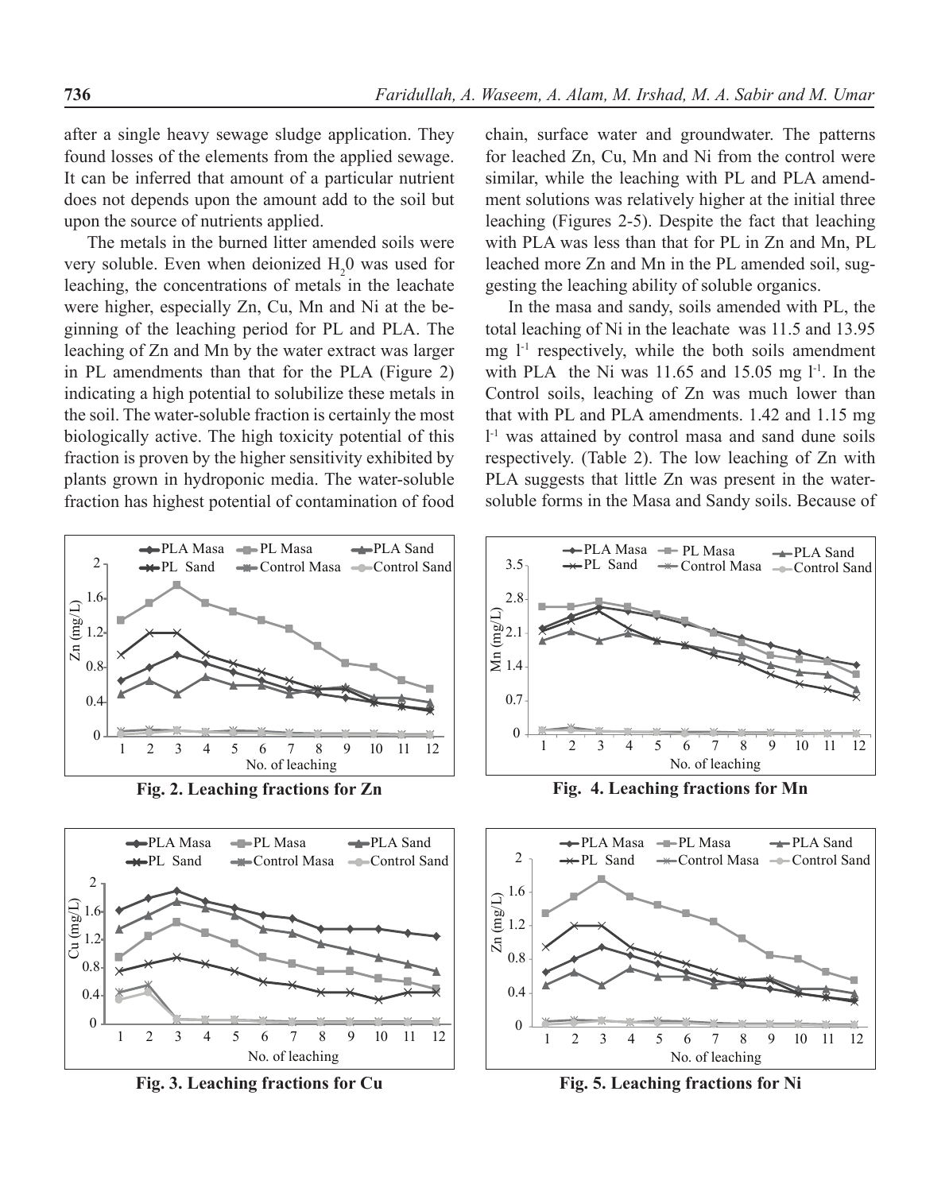after a single heavy sewage sludge application. They found losses of the elements from the applied sewage. It can be inferred that amount of a particular nutrient does not depends upon the amount add to the soil but upon the source of nutrients applied.

The metals in the burned litter amended soils were very soluble. Even when deionized $H_20$ was used for leaching, the concentrations of metals in the leachate were higher, especially Zn, Cu, Mn and Ni at the beginning of the leaching period for PL and PLA. The leaching of Zn and Mn by the water extract was larger in PL amendments than that for the PLA (Figure 2) indicating a high potential to solubilize these metals in the soil. The water-soluble fraction is certainly the most biologically active. The high toxicity potential of this fraction is proven by the higher sensitivity exhibited by plants grown in hydroponic media. The water-soluble fraction has highest potential of contamination of food chain, surface water and groundwater. The patterns for leached Zn, Cu, Mn and Ni from the control were similar, while the leaching with PL and PLA amendment solutions was relatively higher at the initial three leaching (Figures 2-5). Despite the fact that leaching with PLA was less than that for PL in Zn and Mn, PL leached more Zn and Mn in the PL amended soil, suggesting the leaching ability of soluble organics.

In the masa and sandy, soils amended with PL, the total leaching of Ni in the leachate was 11.5 and 13.95 mg $l^{-1}$ respectively, while the both soils amendment with PLA the Ni was 11.65 and 15.05 mg $l^{-1}$. In the Control soils, leaching of Zn was much lower than that with PL and PLA amendments. 1.42 and 1.15 mg $l^{-1}$ was attained by control masa and sand dune soils respectively. (Table 2). The low leaching of Zn with PLA suggests that little Zn was present in the water-soluble forms in the Masa and Sandy soils. Because of

**Fig. 2. Leaching fractions for Zn**

**Fig. 3. Leaching fractions for Cu**

**Fig. 4. Leaching fractions for Mn**

**Fig. 5. Leaching fractions for Ni**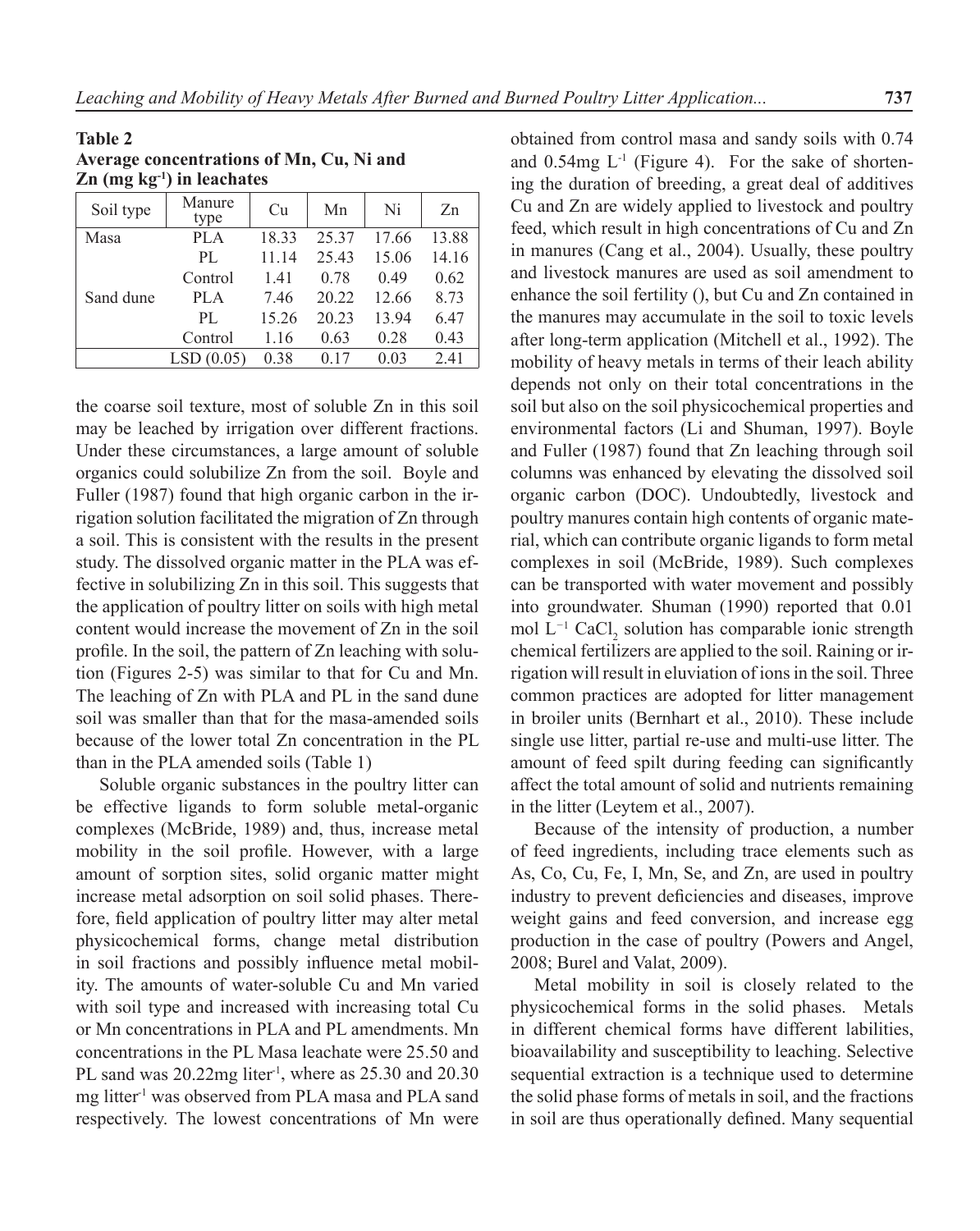**Table 2**
**Average concentrations of Mn, Cu, Ni and Zn (mg kg$^{-1}$) in leachates**

| Soil type | Manure type | Cu | Mn | Ni | Zn |
|---|---|---|---|---|---|
| Masa | PLA | 18.33 | 25.37 | 17.66 | 13.88 |
| | PL | 11.14 | 25.43 | 15.06 | 14.16 |
| | Control | 1.41 | 0.78 | 0.49 | 0.62 |
| Sand dune | PLA | 7.46 | 20.22 | 12.66 | 8.73 |
| | PL | 15.26 | 20.23 | 13.94 | 6.47 |
| | Control | 1.16 | 0.63 | 0.28 | 0.43 |
| | LSD (0.05) | 0.38 | 0.17 | 0.03 | 2.41 |

the coarse soil texture, most of soluble Zn in this soil may be leached by irrigation over different fractions. Under these circumstances, a large amount of soluble organics could solubilize Zn from the soil. Boyle and Fuller (1987) found that high organic carbon in the irrigation solution facilitated the migration of Zn through a soil. This is consistent with the results in the present study. The dissolved organic matter in the PLA was effective in solubilizing Zn in this soil. This suggests that the application of poultry litter on soils with high metal content would increase the movement of Zn in the soil profile. In the soil, the pattern of Zn leaching with solution (Figures 2-5) was similar to that for Cu and Mn. The leaching of Zn with PLA and PL in the sand dune soil was smaller than that for the masa-amended soils because of the lower total Zn concentration in the PL than in the PLA amended soils (Table 1)

Soluble organic substances in the poultry litter can be effective ligands to form soluble metal-organic complexes (McBride, 1989) and, thus, increase metal mobility in the soil profile. However, with a large amount of sorption sites, solid organic matter might increase metal adsorption on soil solid phases. Therefore, field application of poultry litter may alter metal physicochemical forms, change metal distribution in soil fractions and possibly influence metal mobility. The amounts of water-soluble Cu and Mn varied with soil type and increased with increasing total Cu or Mn concentrations in PLA and PL amendments. Mn concentrations in the PL Masa leachate were 25.50 and PL sand was 20.22mg liter$^{-1}$, where as 25.30 and 20.30 mg litter$^{-1}$ was observed from PLA masa and PLA sand respectively. The lowest concentrations of Mn were obtained from control masa and sandy soils with 0.74 and 0.54mg L$^{-1}$ (Figure 4). For the sake of shortening the duration of breeding, a great deal of additives Cu and Zn are widely applied to livestock and poultry feed, which result in high concentrations of Cu and Zn in manures (Cang et al., 2004). Usually, these poultry and livestock manures are used as soil amendment to enhance the soil fertility (), but Cu and Zn contained in the manures may accumulate in the soil to toxic levels after long-term application (Mitchell et al., 1992). The mobility of heavy metals in terms of their leach ability depends not only on their total concentrations in the soil but also on the soil physicochemical properties and environmental factors (Li and Shuman, 1997). Boyle and Fuller (1987) found that Zn leaching through soil columns was enhanced by elevating the dissolved soil organic carbon (DOC). Undoubtedly, livestock and poultry manures contain high contents of organic material, which can contribute organic ligands to form metal complexes in soil (McBride, 1989). Such complexes can be transported with water movement and possibly into groundwater. Shuman (1990) reported that 0.01 mol L$^{-1}$ $CaCl_2$ solution has comparable ionic strength chemical fertilizers are applied to the soil. Raining or irrigation will result in eluviation of ions in the soil. Three common practices are adopted for litter management in broiler units (Bernhart et al., 2010). These include single use litter, partial re-use and multi-use litter. The amount of feed spilt during feeding can significantly affect the total amount of solid and nutrients remaining in the litter (Leytem et al., 2007).

Because of the intensity of production, a number of feed ingredients, including trace elements such as As, Co, Cu, Fe, I, Mn, Se, and Zn, are used in poultry industry to prevent deficiencies and diseases, improve weight gains and feed conversion, and increase egg production in the case of poultry (Powers and Angel, 2008; Burel and Valat, 2009).

Metal mobility in soil is closely related to the physicochemical forms in the solid phases. Metals in different chemical forms have different labilities, bioavailability and susceptibility to leaching. Selective sequential extraction is a technique used to determine the solid phase forms of metals in soil, and the fractions in soil are thus operationally defined. Many sequential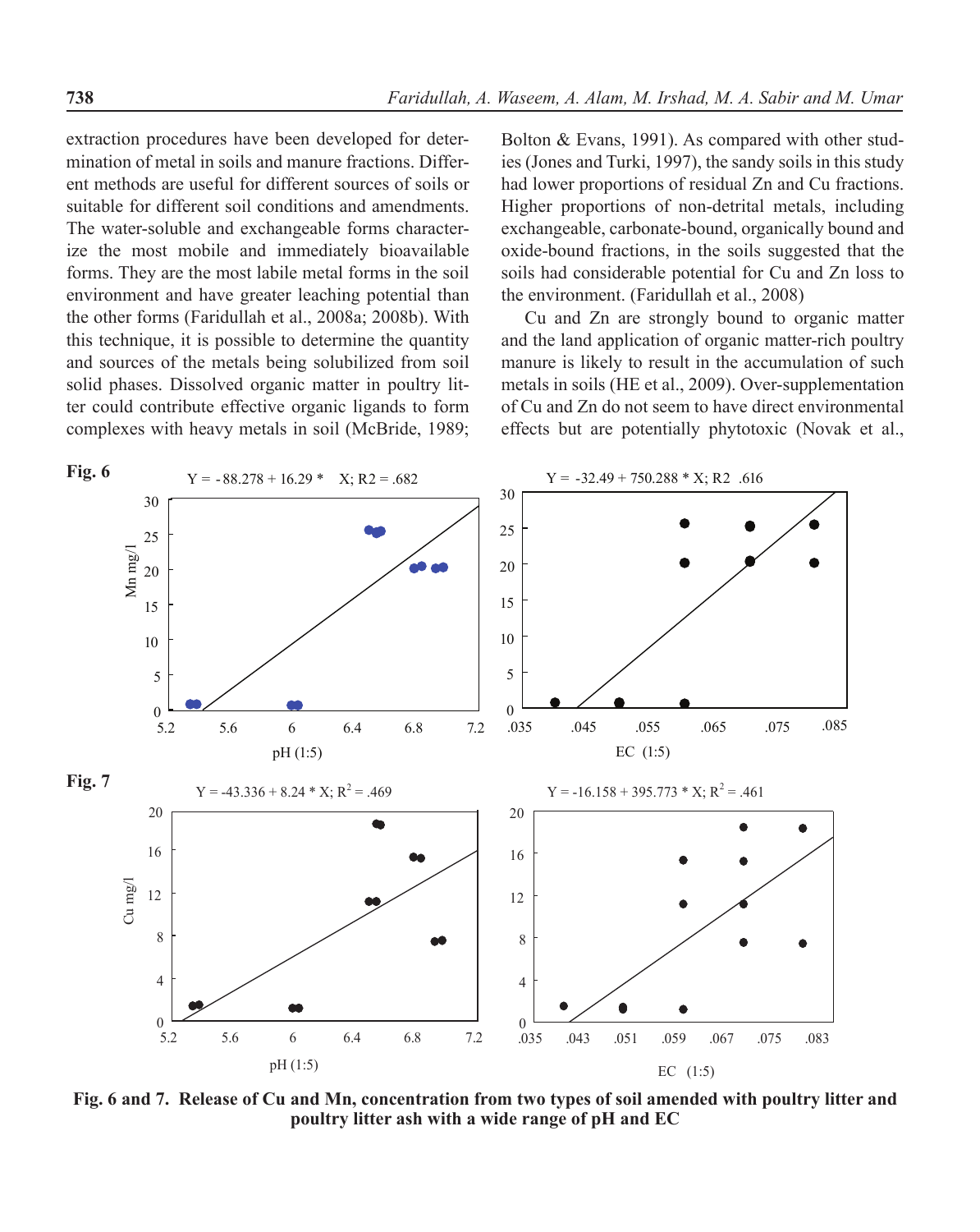extraction procedures have been developed for determination of metal in soils and manure fractions. Different methods are useful for different sources of soils or suitable for different soil conditions and amendments. The water-soluble and exchangeable forms characterize the most mobile and immediately bioavailable forms. They are the most labile metal forms in the soil environment and have greater leaching potential than the other forms (Faridullah et al., 2008a; 2008b). With this technique, it is possible to determine the quantity and sources of the metals being solubilized from soil solid phases. Dissolved organic matter in poultry litter could contribute effective organic ligands to form complexes with heavy metals in soil (McBride, 1989; Bolton & Evans, 1991). As compared with other studies (Jones and Turki, 1997), the sandy soils in this study had lower proportions of residual Zn and Cu fractions. Higher proportions of non-detrital metals, including exchangeable, carbonate-bound, organically bound and oxide-bound fractions, in the soils suggested that the soils had considerable potential for Cu and Zn loss to the environment. (Faridullah et al., 2008)

Cu and Zn are strongly bound to organic matter and the land application of organic matter-rich poultry manure is likely to result in the accumulation of such metals in soils (HE et al., 2009). Over-supplementation of Cu and Zn do not seem to have direct environmental effects but are potentially phytotoxic (Novak et al.,

**Fig. 6**

Y = -88.278 + 16.29 * X; R2 = .682 (Mn mg/l vs pH (1:5))

Y = -32.49 + 750.288 * X; R2 .616 (Mn mg/l vs EC (1:5))

**Fig. 7**

Y = -43.336 + 8.24 * X; $R^2$ = .469 (Cu mg/l vs pH (1:5))

Y = -16.158 + 395.773 * X; $R^2$ = .461 (Cu mg/l vs EC (1:5))

**Fig. 6 and 7. Release of Cu and Mn, concentration from two types of soil amended with poultry litter and poultry litter ash with a wide range of pH and EC**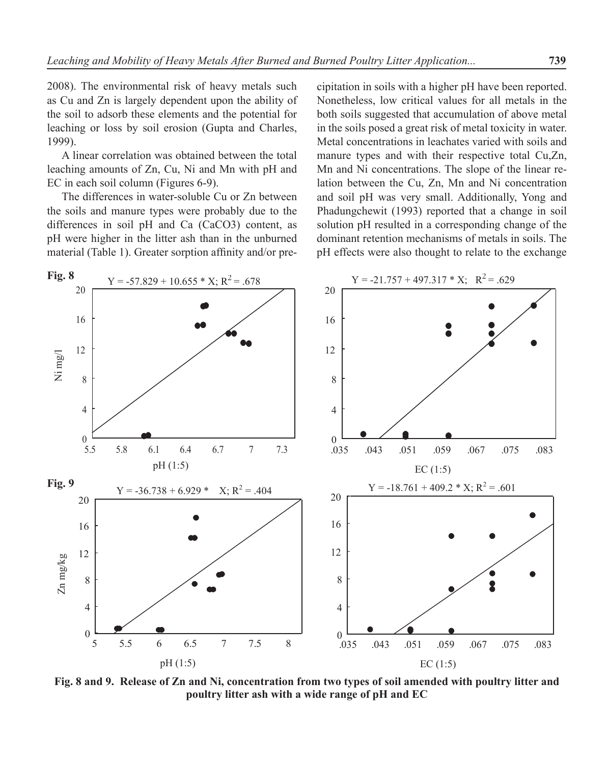2008). The environmental risk of heavy metals such as Cu and Zn is largely dependent upon the ability of the soil to adsorb these elements and the potential for leaching or loss by soil erosion (Gupta and Charles, 1999).

A linear correlation was obtained between the total leaching amounts of Zn, Cu, Ni and Mn with pH and EC in each soil column (Figures 6-9).

The differences in water-soluble Cu or Zn between the soils and manure types were probably due to the differences in soil pH and Ca ($CaCO_3$) content, as pH were higher in the litter ash than in the unburned material (Table 1). Greater sorption affinity and/or precipitation in soils with a higher pH have been reported. Nonetheless, low critical values for all metals in the both soils suggested that accumulation of above metal in the soils posed a great risk of metal toxicity in water. Metal concentrations in leachates varied with soils and manure types and with their respective total Cu,Zn, Mn and Ni concentrations. The slope of the linear relation between the Cu, Zn, Mn and Ni concentration and soil pH was very small. Additionally, Yong and Phadungchewit (1993) reported that a change in soil solution pH resulted in a corresponding change of the dominant retention mechanisms of metals in soils. The pH effects were also thought to relate to the exchange

**Fig. 8**

$Y = -57.829 + 10.655 * X$; $R^2 = .678$

$Y = -21.757 + 497.317 * X$; $R^2 = .629$

**Fig. 9**

$Y = -36.738 + 6.929 * X$; $R^2 = .404$

$Y = -18.761 + 409.2 * X$; $R^2 = .601$

**Fig. 8 and 9. Release of Zn and Ni, concentration from two types of soil amended with poultry litter and poultry litter ash with a wide range of pH and EC**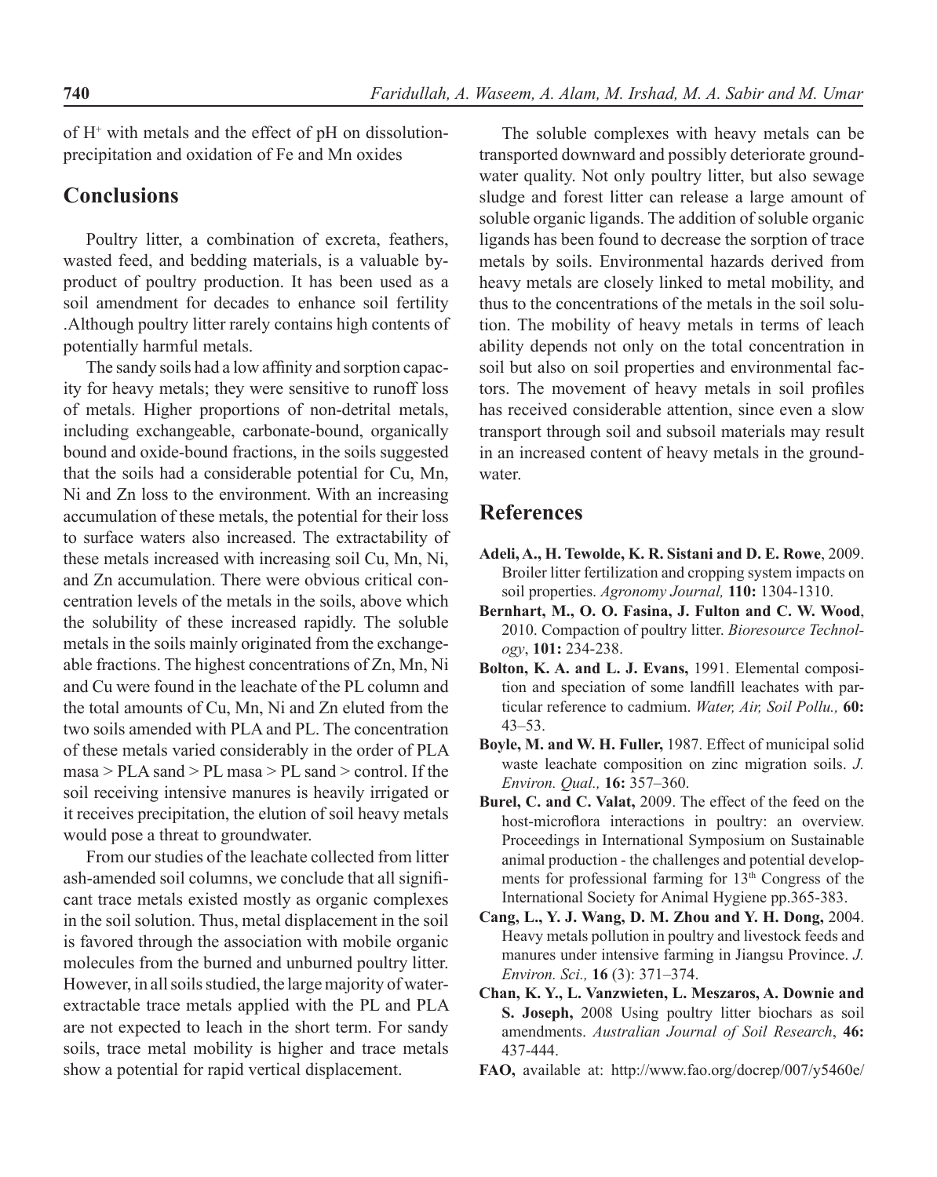of $H^+$ with metals and the effect of pH on dissolution-precipitation and oxidation of Fe and Mn oxides

## Conclusions

Poultry litter, a combination of excreta, feathers, wasted feed, and bedding materials, is a valuable by-product of poultry production. It has been used as a soil amendment for decades to enhance soil fertility .Although poultry litter rarely contains high contents of potentially harmful metals.

The sandy soils had a low affinity and sorption capacity for heavy metals; they were sensitive to runoff loss of metals. Higher proportions of non-detrital metals, including exchangeable, carbonate-bound, organically bound and oxide-bound fractions, in the soils suggested that the soils had a considerable potential for Cu, Mn, Ni and Zn loss to the environment. With an increasing accumulation of these metals, the potential for their loss to surface waters also increased. The extractability of these metals increased with increasing soil Cu, Mn, Ni, and Zn accumulation. There were obvious critical concentration levels of the metals in the soils, above which the solubility of these increased rapidly. The soluble metals in the soils mainly originated from the exchangeable fractions. The highest concentrations of Zn, Mn, Ni and Cu were found in the leachate of the PL column and the total amounts of Cu, Mn, Ni and Zn eluted from the two soils amended with PLA and PL. The concentration of these metals varied considerably in the order of PLA masa > PLA sand > PL masa > PL sand > control. If the soil receiving intensive manures is heavily irrigated or it receives precipitation, the elution of soil heavy metals would pose a threat to groundwater.

From our studies of the leachate collected from litter ash-amended soil columns, we conclude that all significant trace metals existed mostly as organic complexes in the soil solution. Thus, metal displacement in the soil is favored through the association with mobile organic molecules from the burned and unburned poultry litter. However, in all soils studied, the large majority of water-extractable trace metals applied with the PL and PLA are not expected to leach in the short term. For sandy soils, trace metal mobility is higher and trace metals show a potential for rapid vertical displacement.

The soluble complexes with heavy metals can be transported downward and possibly deteriorate groundwater quality. Not only poultry litter, but also sewage sludge and forest litter can release a large amount of soluble organic ligands. The addition of soluble organic ligands has been found to decrease the sorption of trace metals by soils. Environmental hazards derived from heavy metals are closely linked to metal mobility, and thus to the concentrations of the metals in the soil solution. The mobility of heavy metals in terms of leach ability depends not only on the total concentration in soil but also on soil properties and environmental factors. The movement of heavy metals in soil profiles has received considerable attention, since even a slow transport through soil and subsoil materials may result in an increased content of heavy metals in the groundwater.

## References

**Adeli, A., H. Tewolde, K. R. Sistani and D. E. Rowe**, 2009. Broiler litter fertilization and cropping system impacts on soil properties. *Agronomy Journal,* **110:** 1304-1310.

**Bernhart, M., O. O. Fasina, J. Fulton and C. W. Wood**, 2010. Compaction of poultry litter. *Bioresource Technology*, **101:** 234-238.

**Bolton, K. A. and L. J. Evans,** 1991. Elemental composition and speciation of some landfill leachates with particular reference to cadmium. *Water, Air, Soil Pollu.,* **60:** 43–53.

**Boyle, M. and W. H. Fuller,** 1987. Effect of municipal solid waste leachate composition on zinc migration soils. *J. Environ. Qual.,* **16:** 357–360.

**Burel, C. and C. Valat,** 2009. The effect of the feed on the host-microflora interactions in poultry: an overview. Proceedings in International Symposium on Sustainable animal production - the challenges and potential developments for professional farming for 13th Congress of the International Society for Animal Hygiene pp.365-383.

**Cang, L., Y. J. Wang, D. M. Zhou and Y. H. Dong,** 2004. Heavy metals pollution in poultry and livestock feeds and manures under intensive farming in Jiangsu Province. *J. Environ. Sci.,* **16** (3): 371–374.

**Chan, K. Y., L. Vanzwieten, L. Meszaros, A. Downie and S. Joseph,** 2008 Using poultry litter biochars as soil amendments. *Australian Journal of Soil Research*, **46:** 437-444.

**FAO,** available at: http://www.fao.org/docrep/007/y5460e/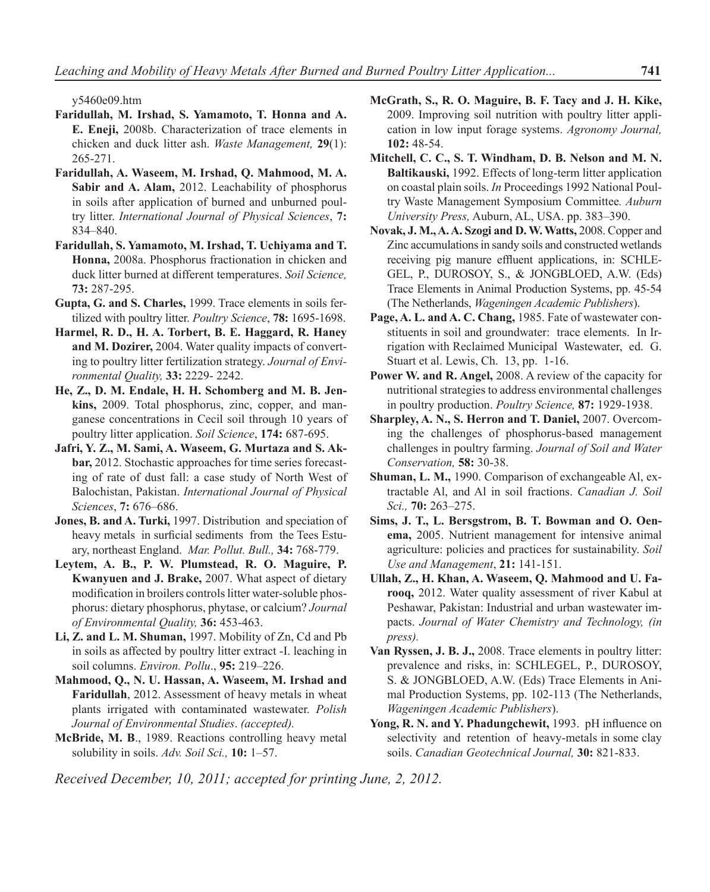y5460e09.htm

**Faridullah, M. Irshad, S. Yamamoto, T. Honna and A. E. Eneji,** 2008b. Characterization of trace elements in chicken and duck litter ash. *Waste Management,* **29**(1): 265-271.

**Faridullah, A. Waseem, M. Irshad, Q. Mahmood, M. A. Sabir and A. Alam,** 2012. Leachability of phosphorus in soils after application of burned and unburned poultry litter. *International Journal of Physical Sciences*, **7:** 834–840.

**Faridullah, S. Yamamoto, M. Irshad, T. Uchiyama and T. Honna,** 2008a. Phosphorus fractionation in chicken and duck litter burned at different temperatures. *Soil Science,* **73:** 287-295.

**Gupta, G. and S. Charles,** 1999. Trace elements in soils fertilized with poultry litter. *Poultry Science*, **78:** 1695-1698.

**Harmel, R. D., H. A. Torbert, B. E. Haggard, R. Haney and M. Dozirer,** 2004. Water quality impacts of converting to poultry litter fertilization strategy. *Journal of Environmental Quality,* **33:** 2229- 2242.

**He, Z., D. M. Endale, H. H. Schomberg and M. B. Jenkins,** 2009. Total phosphorus, zinc, copper, and manganese concentrations in Cecil soil through 10 years of poultry litter application. *Soil Science*, **174:** 687-695.

**Jafri, Y. Z., M. Sami, A. Waseem, G. Murtaza and S. Akbar,** 2012. Stochastic approaches for time series forecasting of rate of dust fall: a case study of North West of Balochistan, Pakistan. *International Journal of Physical Sciences*, **7:** 676–686.

**Jones, B. and A. Turki,** 1997. Distribution and speciation of heavy metals in surficial sediments from the Tees Estuary, northeast England. *Mar. Pollut. Bull.,* **34:** 768-779.

**Leytem, A. B., P. W. Plumstead, R. O. Maguire, P. Kwanyuen and J. Brake,** 2007. What aspect of dietary modification in broilers controls litter water-soluble phosphorus: dietary phosphorus, phytase, or calcium? *Journal of Environmental Quality,* **36:** 453-463.

**Li, Z. and L. M. Shuman,** 1997. Mobility of Zn, Cd and Pb in soils as affected by poultry litter extract -I. leaching in soil columns. *Environ. Pollu*., **95:** 219–226.

**Mahmood, Q., N. U. Hassan, A. Waseem, M. Irshad and Faridullah**, 2012. Assessment of heavy metals in wheat plants irrigated with contaminated wastewater. *Polish Journal of Environmental Studies*. *(accepted).*

**McBride, M. B**., 1989. Reactions controlling heavy metal solubility in soils. *Adv. Soil Sci.,* **10:** 1–57.

**McGrath, S., R. O. Maguire, B. F. Tacy and J. H. Kike,** 2009. Improving soil nutrition with poultry litter application in low input forage systems. *Agronomy Journal,* **102:** 48-54.

**Mitchell, C. C., S. T. Windham, D. B. Nelson and M. N. Baltikauski,** 1992. Effects of long-term litter application on coastal plain soils. *In* Proceedings 1992 National Poultry Waste Management Symposium Committee*. Auburn University Press,* Auburn, AL, USA. pp. 383–390.

**Novak, J. M., A. A. Szogi and D. W. Watts,** 2008. Copper and Zinc accumulations in sandy soils and constructed wetlands receiving pig manure effluent applications, in: SCHLEGEL, P., DUROSOY, S., & JONGBLOED, A.W. (Eds) Trace Elements in Animal Production Systems, pp. 45-54 (The Netherlands, *Wageningen Academic Publishers*).

**Page, A. L. and A. C. Chang,** 1985. Fate of wastewater constituents in soil and groundwater: trace elements. In Irrigation with Reclaimed Municipal Wastewater, ed. G. Stuart et al. Lewis, Ch. 13, pp. 1-16.

**Power W. and R. Angel,** 2008. A review of the capacity for nutritional strategies to address environmental challenges in poultry production. *Poultry Science,* **87:** 1929-1938.

**Sharpley, A. N., S. Herron and T. Daniel,** 2007. Overcoming the challenges of phosphorus-based management challenges in poultry farming. *Journal of Soil and Water Conservation,* **58:** 30-38.

**Shuman, L. M.,** 1990. Comparison of exchangeable Al, extractable Al, and Al in soil fractions. *Canadian J. Soil Sci.,* **70:** 263–275.

**Sims, J. T., L. Bersgstrom, B. T. Bowman and O. Oenema,** 2005. Nutrient management for intensive animal agriculture: policies and practices for sustainability. *Soil Use and Management*, **21:** 141-151.

**Ullah, Z., H. Khan, A. Waseem, Q. Mahmood and U. Farooq,** 2012. Water quality assessment of river Kabul at Peshawar, Pakistan: Industrial and urban wastewater impacts. *Journal of Water Chemistry and Technology, (in press).*

**Van Ryssen, J. B. J.,** 2008. Trace elements in poultry litter: prevalence and risks, in: SCHLEGEL, P., DUROSOY, S. & JONGBLOED, A.W. (Eds) Trace Elements in Animal Production Systems, pp. 102-113 (The Netherlands, *Wageningen Academic Publishers*).

**Yong, R. N. and Y. Phadungchewit,** 1993. pH influence on selectivity and retention of heavy-metals in some clay soils. *Canadian Geotechnical Journal,* **30:** 821-833.

*Received December, 10, 2011; accepted for printing June, 2, 2012.*